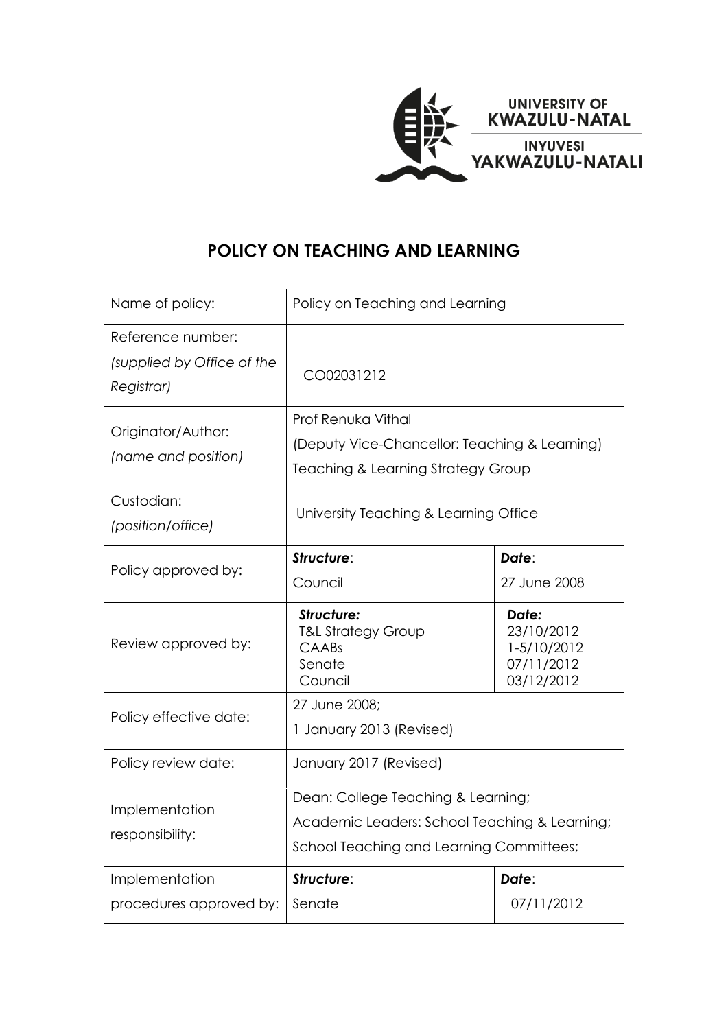UNIVERSITY OF KWAZULU-NATAL

INYUVESI YAKWAZULU-NATALI

# POLICY ON TEACHING AND LEARNING

| Name of policy: | Policy on Teaching and Learning | |
|---|---|---|
| Reference number: *(supplied by Office of the Registrar)* | CO02031212 | |
| Originator/Author: *(name and position)* | Prof Renuka Vithal (Deputy Vice-Chancellor: Teaching & Learning) Teaching & Learning Strategy Group | |
| Custodian: *(position/office)* | University Teaching & Learning Office | |
| Policy approved by: | ***Structure***: Council | ***Date***: 27 June 2008 |
| Review approved by: | ***Structure:*** T&L Strategy Group CAABs Senate Council | ***Date:*** 23/10/2012 1-5/10/2012 07/11/2012 03/12/2012 |
| Policy effective date: | 27 June 2008; 1 January 2013 (Revised) | |
| Policy review date: | January 2017 (Revised) | |
| Implementation responsibility: | Dean: College Teaching & Learning; Academic Leaders: School Teaching & Learning; School Teaching and Learning Committees; | |
| Implementation procedures approved by: | ***Structure***: Senate | ***Date***: 07/11/2012 |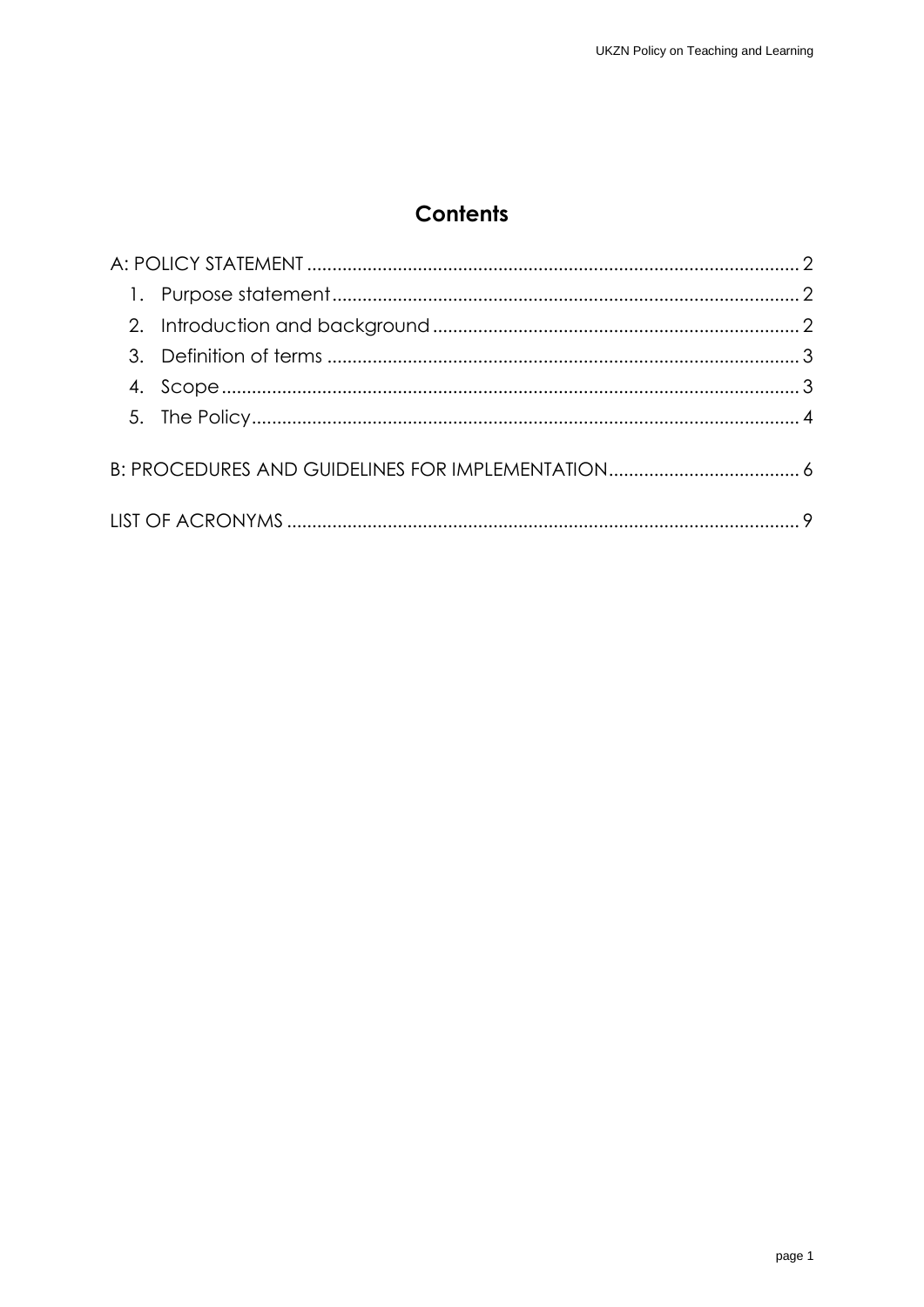# Contents

A: POLICY STATEMENT ........ 2

1. Purpose statement ........ 2
2. Introduction and background ........ 2
3. Definition of terms ........ 3
4. Scope ........ 3
5. The Policy ........ 4

B: PROCEDURES AND GUIDELINES FOR IMPLEMENTATION ........ 6

LIST OF ACRONYMS ........ 9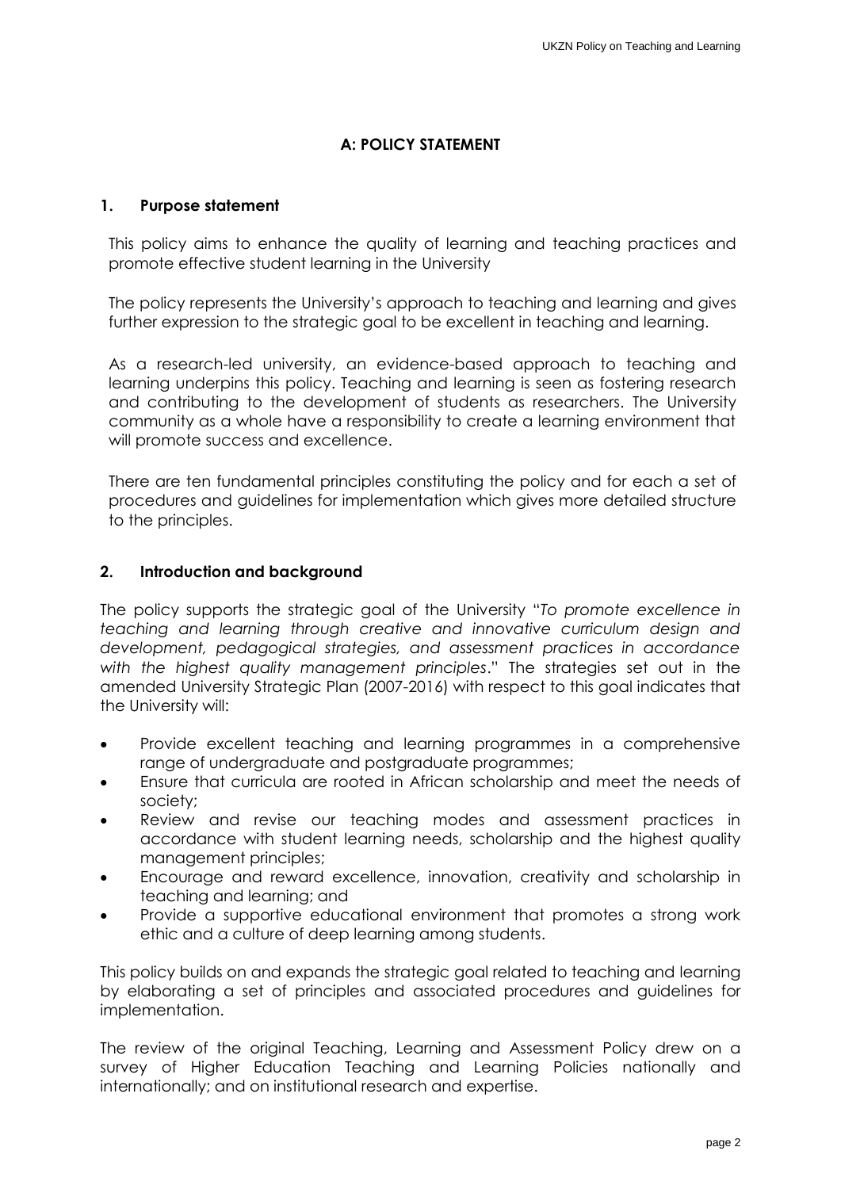## A: POLICY STATEMENT

### 1. Purpose statement

This policy aims to enhance the quality of learning and teaching practices and promote effective student learning in the University

The policy represents the University's approach to teaching and learning and gives further expression to the strategic goal to be excellent in teaching and learning.

As a research-led university, an evidence-based approach to teaching and learning underpins this policy. Teaching and learning is seen as fostering research and contributing to the development of students as researchers. The University community as a whole have a responsibility to create a learning environment that will promote success and excellence.

There are ten fundamental principles constituting the policy and for each a set of procedures and guidelines for implementation which gives more detailed structure to the principles.

### 2. Introduction and background

The policy supports the strategic goal of the University "*To promote excellence in teaching and learning through creative and innovative curriculum design and development, pedagogical strategies, and assessment practices in accordance with the highest quality management principles*." The strategies set out in the amended University Strategic Plan (2007-2016) with respect to this goal indicates that the University will:

- Provide excellent teaching and learning programmes in a comprehensive range of undergraduate and postgraduate programmes;
- Ensure that curricula are rooted in African scholarship and meet the needs of society;
- Review and revise our teaching modes and assessment practices in accordance with student learning needs, scholarship and the highest quality management principles;
- Encourage and reward excellence, innovation, creativity and scholarship in teaching and learning; and
- Provide a supportive educational environment that promotes a strong work ethic and a culture of deep learning among students.

This policy builds on and expands the strategic goal related to teaching and learning by elaborating a set of principles and associated procedures and guidelines for implementation.

The review of the original Teaching, Learning and Assessment Policy drew on a survey of Higher Education Teaching and Learning Policies nationally and internationally; and on institutional research and expertise.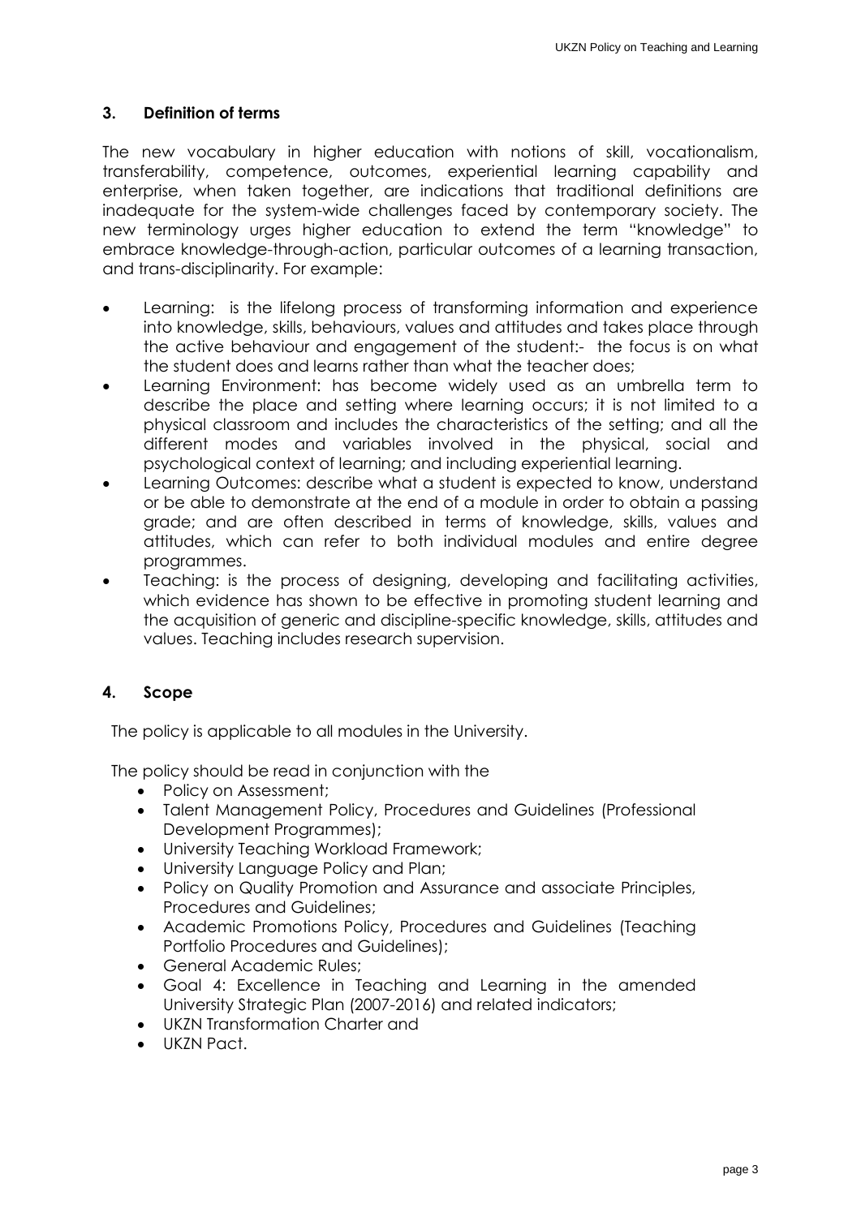## 3. Definition of terms

The new vocabulary in higher education with notions of skill, vocationalism, transferability, competence, outcomes, experiential learning capability and enterprise, when taken together, are indications that traditional definitions are inadequate for the system-wide challenges faced by contemporary society. The new terminology urges higher education to extend the term "knowledge" to embrace knowledge-through-action, particular outcomes of a learning transaction, and trans-disciplinarity. For example:

- Learning: is the lifelong process of transforming information and experience into knowledge, skills, behaviours, values and attitudes and takes place through the active behaviour and engagement of the student:- the focus is on what the student does and learns rather than what the teacher does;
- Learning Environment: has become widely used as an umbrella term to describe the place and setting where learning occurs; it is not limited to a physical classroom and includes the characteristics of the setting; and all the different modes and variables involved in the physical, social and psychological context of learning; and including experiential learning.
- Learning Outcomes: describe what a student is expected to know, understand or be able to demonstrate at the end of a module in order to obtain a passing grade; and are often described in terms of knowledge, skills, values and attitudes, which can refer to both individual modules and entire degree programmes.
- Teaching: is the process of designing, developing and facilitating activities, which evidence has shown to be effective in promoting student learning and the acquisition of generic and discipline-specific knowledge, skills, attitudes and values. Teaching includes research supervision.

## 4. Scope

The policy is applicable to all modules in the University.

The policy should be read in conjunction with the

- Policy on Assessment;
- Talent Management Policy, Procedures and Guidelines (Professional Development Programmes);
- University Teaching Workload Framework;
- University Language Policy and Plan;
- Policy on Quality Promotion and Assurance and associate Principles, Procedures and Guidelines;
- Academic Promotions Policy, Procedures and Guidelines (Teaching Portfolio Procedures and Guidelines);
- General Academic Rules;
- Goal 4: Excellence in Teaching and Learning in the amended University Strategic Plan (2007-2016) and related indicators;
- UKZN Transformation Charter and
- UKZN Pact.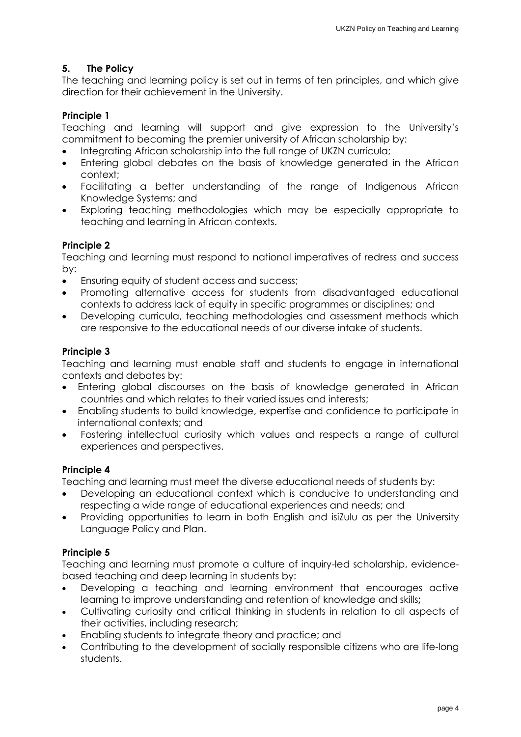## 5. The Policy

The teaching and learning policy is set out in terms of ten principles, and which give direction for their achievement in the University.

### Principle 1

Teaching and learning will support and give expression to the University's commitment to becoming the premier university of African scholarship by:

- Integrating African scholarship into the full range of UKZN curricula;
- Entering global debates on the basis of knowledge generated in the African context;
- Facilitating a better understanding of the range of Indigenous African Knowledge Systems; and
- Exploring teaching methodologies which may be especially appropriate to teaching and learning in African contexts.

### Principle 2

Teaching and learning must respond to national imperatives of redress and success by:

- Ensuring equity of student access and success;
- Promoting alternative access for students from disadvantaged educational contexts to address lack of equity in specific programmes or disciplines; and
- Developing curricula, teaching methodologies and assessment methods which are responsive to the educational needs of our diverse intake of students.

### Principle 3

Teaching and learning must enable staff and students to engage in international contexts and debates by:

- Entering global discourses on the basis of knowledge generated in African countries and which relates to their varied issues and interests;
- Enabling students to build knowledge, expertise and confidence to participate in international contexts; and
- Fostering intellectual curiosity which values and respects a range of cultural experiences and perspectives.

### Principle 4

Teaching and learning must meet the diverse educational needs of students by:

- Developing an educational context which is conducive to understanding and respecting a wide range of educational experiences and needs; and
- Providing opportunities to learn in both English and isiZulu as per the University Language Policy and Plan.

### Principle 5

Teaching and learning must promote a culture of inquiry-led scholarship, evidence-based teaching and deep learning in students by:

- Developing a teaching and learning environment that encourages active learning to improve understanding and retention of knowledge and skills**;**
- Cultivating curiosity and critical thinking in students in relation to all aspects of their activities, including research;
- Enabling students to integrate theory and practice; and
- Contributing to the development of socially responsible citizens who are life-long students.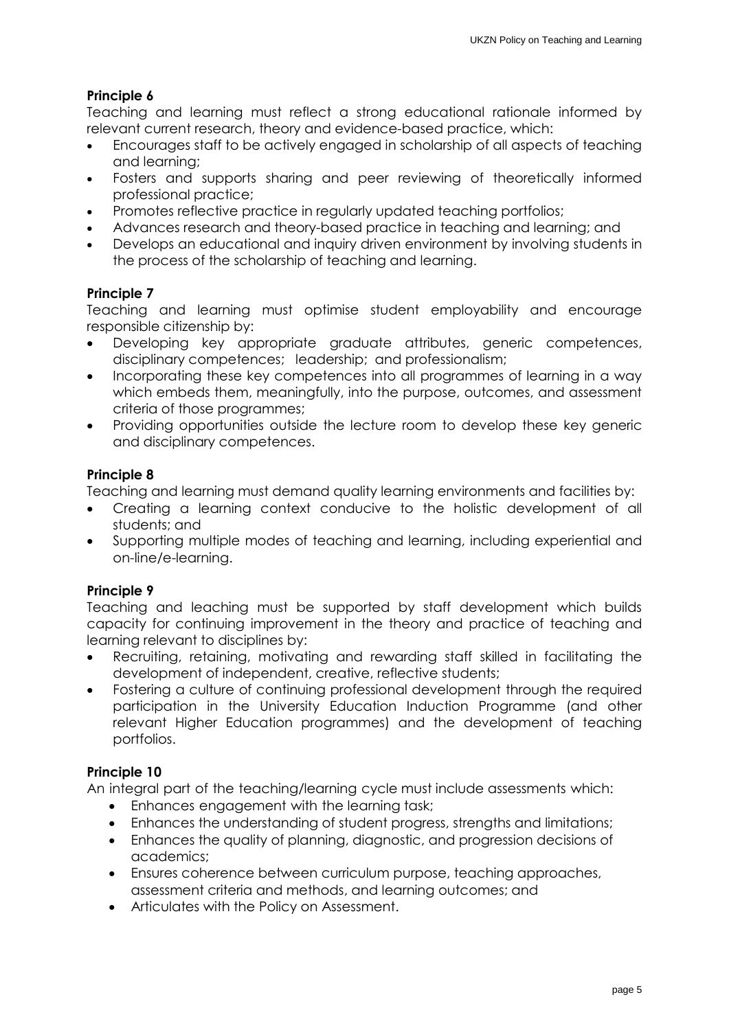**Principle 6**

Teaching and learning must reflect a strong educational rationale informed by relevant current research, theory and evidence-based practice, which:

- Encourages staff to be actively engaged in scholarship of all aspects of teaching and learning;
- Fosters and supports sharing and peer reviewing of theoretically informed professional practice;
- Promotes reflective practice in regularly updated teaching portfolios;
- Advances research and theory-based practice in teaching and learning; and
- Develops an educational and inquiry driven environment by involving students in the process of the scholarship of teaching and learning.

**Principle 7**

Teaching and learning must optimise student employability and encourage responsible citizenship by:

- Developing key appropriate graduate attributes, generic competences, disciplinary competences; leadership; and professionalism;
- Incorporating these key competences into all programmes of learning in a way which embeds them, meaningfully, into the purpose, outcomes, and assessment criteria of those programmes;
- Providing opportunities outside the lecture room to develop these key generic and disciplinary competences.

**Principle 8**

Teaching and learning must demand quality learning environments and facilities by:

- Creating a learning context conducive to the holistic development of all students; and
- Supporting multiple modes of teaching and learning, including experiential and on-line/e-learning.

**Principle 9**

Teaching and leaching must be supported by staff development which builds capacity for continuing improvement in the theory and practice of teaching and learning relevant to disciplines by:

- Recruiting, retaining, motivating and rewarding staff skilled in facilitating the development of independent, creative, reflective students;
- Fostering a culture of continuing professional development through the required participation in the University Education Induction Programme (and other relevant Higher Education programmes) and the development of teaching portfolios.

**Principle 10**

An integral part of the teaching/learning cycle must include assessments which:

- Enhances engagement with the learning task;
- Enhances the understanding of student progress, strengths and limitations;
- Enhances the quality of planning, diagnostic, and progression decisions of academics;
- Ensures coherence between curriculum purpose, teaching approaches, assessment criteria and methods, and learning outcomes; and
- Articulates with the Policy on Assessment.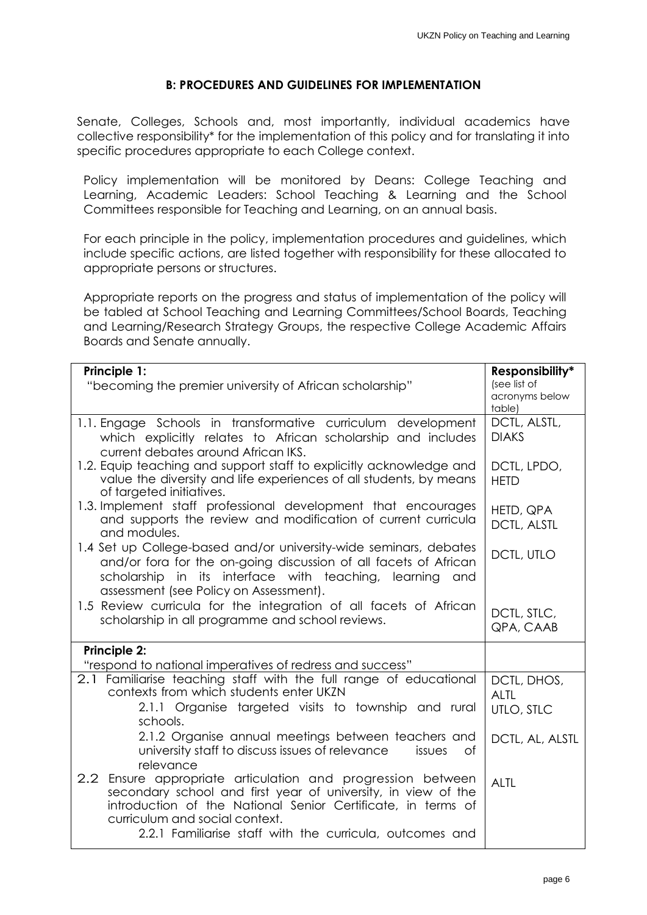### B: PROCEDURES AND GUIDELINES FOR IMPLEMENTATION

Senate, Colleges, Schools and, most importantly, individual academics have collective responsibility* for the implementation of this policy and for translating it into specific procedures appropriate to each College context.

Policy implementation will be monitored by Deans: College Teaching and Learning, Academic Leaders: School Teaching & Learning and the School Committees responsible for Teaching and Learning, on an annual basis.

For each principle in the policy, implementation procedures and guidelines, which include specific actions, are listed together with responsibility for these allocated to appropriate persons or structures.

Appropriate reports on the progress and status of implementation of the policy will be tabled at School Teaching and Learning Committees/School Boards, Teaching and Learning/Research Strategy Groups, the respective College Academic Affairs Boards and Senate annually.

| **Principle 1:** "becoming the premier university of African scholarship" | **Responsibility*** (see list of acronyms below table) |
|---|---|
| 1.1. Engage Schools in transformative curriculum development which explicitly relates to African scholarship and includes current debates around African IKS. | DCTL, ALSTL, DIAKS |
| 1.2. Equip teaching and support staff to explicitly acknowledge and value the diversity and life experiences of all students, by means of targeted initiatives. | DCTL, LPDO, HETD |
| 1.3. Implement staff professional development that encourages and supports the review and modification of current curricula and modules. | HETD, QPA DCTL, ALSTL |
| 1.4 Set up College-based and/or university-wide seminars, debates and/or fora for the on-going discussion of all facets of African scholarship in its interface with teaching, learning and assessment (see Policy on Assessment). | DCTL, UTLO |
| 1.5 Review curricula for the integration of all facets of African scholarship in all programme and school reviews. | DCTL, STLC, QPA, CAAB |
| **Principle 2:** "respond to national imperatives of redress and success" | |
| 2.1 Familiarise teaching staff with the full range of educational contexts from which students enter UKZN | DCTL, DHOS, ALTL |
| 2.1.1 Organise targeted visits to township and rural schools. | UTLO, STLC |
| 2.1.2 Organise annual meetings between teachers and university staff to discuss issues of relevance issues of relevance | DCTL, AL, ALSTL |
| 2.2 Ensure appropriate articulation and progression between secondary school and first year of university, in view of the introduction of the National Senior Certificate, in terms of curriculum and social context. | ALTL |
| 2.2.1 Familiarise staff with the curricula, outcomes and | |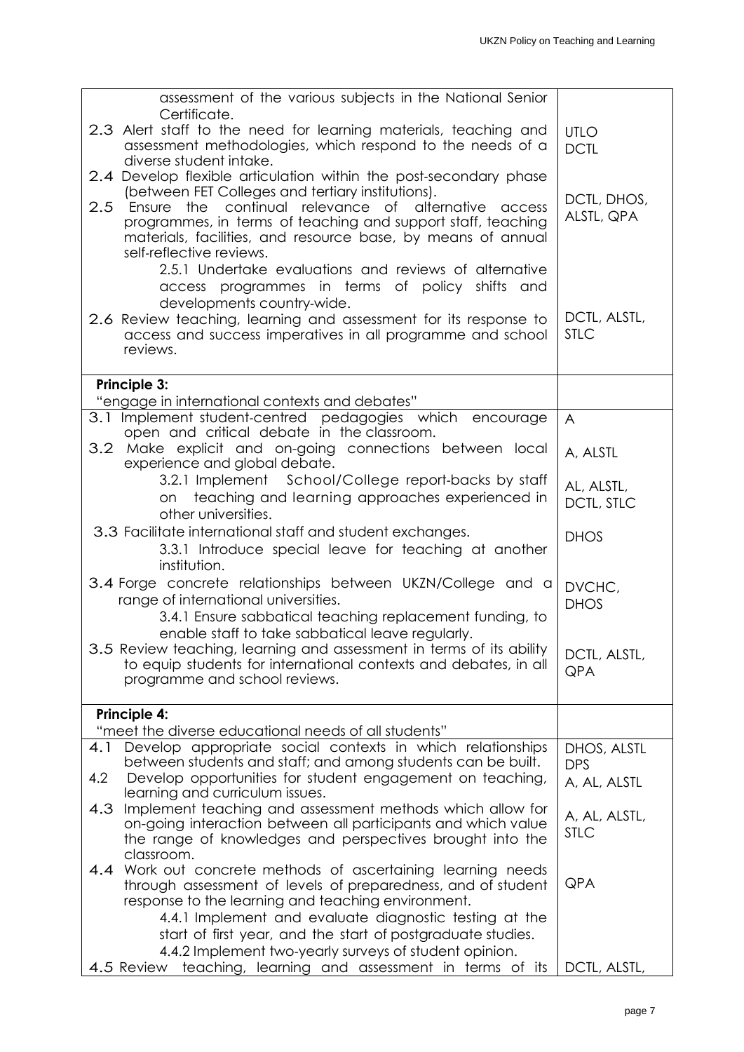| | |
|---|---|
| assessment of the various subjects in the National Senior Certificate. | |
| 2.3 Alert staff to the need for learning materials, teaching and assessment methodologies, which respond to the needs of a diverse student intake. | UTLO<br>DCTL |
| 2.4 Develop flexible articulation within the post-secondary phase (between FET Colleges and tertiary institutions).<br>2.5 Ensure the continual relevance of alternative access programmes, in terms of teaching and support staff, teaching materials, facilities, and resource base, by means of annual self-reflective reviews.<br>2.5.1 Undertake evaluations and reviews of alternative access programmes in terms of policy shifts and developments country-wide. | DCTL, DHOS, ALSTL, QPA |
| 2.6 Review teaching, learning and assessment for its response to access and success imperatives in all programme and school reviews. | DCTL, ALSTL, STLC |
| **Principle 3:**<br>"engage in international contexts and debates" | |
| 3.1 Implement student-centred pedagogies which encourage open and critical debate in the classroom. | A |
| 3.2 Make explicit and on-going connections between local experience and global debate. | A, ALSTL |
| 3.2.1 Implement School/College report-backs by staff on teaching and learning approaches experienced in other universities. | AL, ALSTL, DCTL, STLC |
| 3.3 Facilitate international staff and student exchanges.<br>3.3.1 Introduce special leave for teaching at another institution. | DHOS |
| 3.4 Forge concrete relationships between UKZN/College and a range of international universities.<br>3.4.1 Ensure sabbatical teaching replacement funding, to enable staff to take sabbatical leave regularly. | DVCHC, DHOS |
| 3.5 Review teaching, learning and assessment in terms of its ability to equip students for international contexts and debates, in all programme and school reviews. | DCTL, ALSTL, QPA |
| **Principle 4:**<br>"meet the diverse educational needs of all students" | |
| 4.1 Develop appropriate social contexts in which relationships between students and staff; and among students can be built. | DHOS, ALSTL<br>DPS |
| 4.2 Develop opportunities for student engagement on teaching, learning and curriculum issues. | A, AL, ALSTL |
| 4.3 Implement teaching and assessment methods which allow for on-going interaction between all participants and which value the range of knowledges and perspectives brought into the classroom. | A, AL, ALSTL, STLC |
| 4.4 Work out concrete methods of ascertaining learning needs through assessment of levels of preparedness, and of student response to the learning and teaching environment.<br>4.4.1 Implement and evaluate diagnostic testing at the start of first year, and the start of postgraduate studies.<br>4.4.2 Implement two-yearly surveys of student opinion. | QPA |
| 4.5 Review teaching, learning and assessment in terms of its | DCTL, ALSTL, |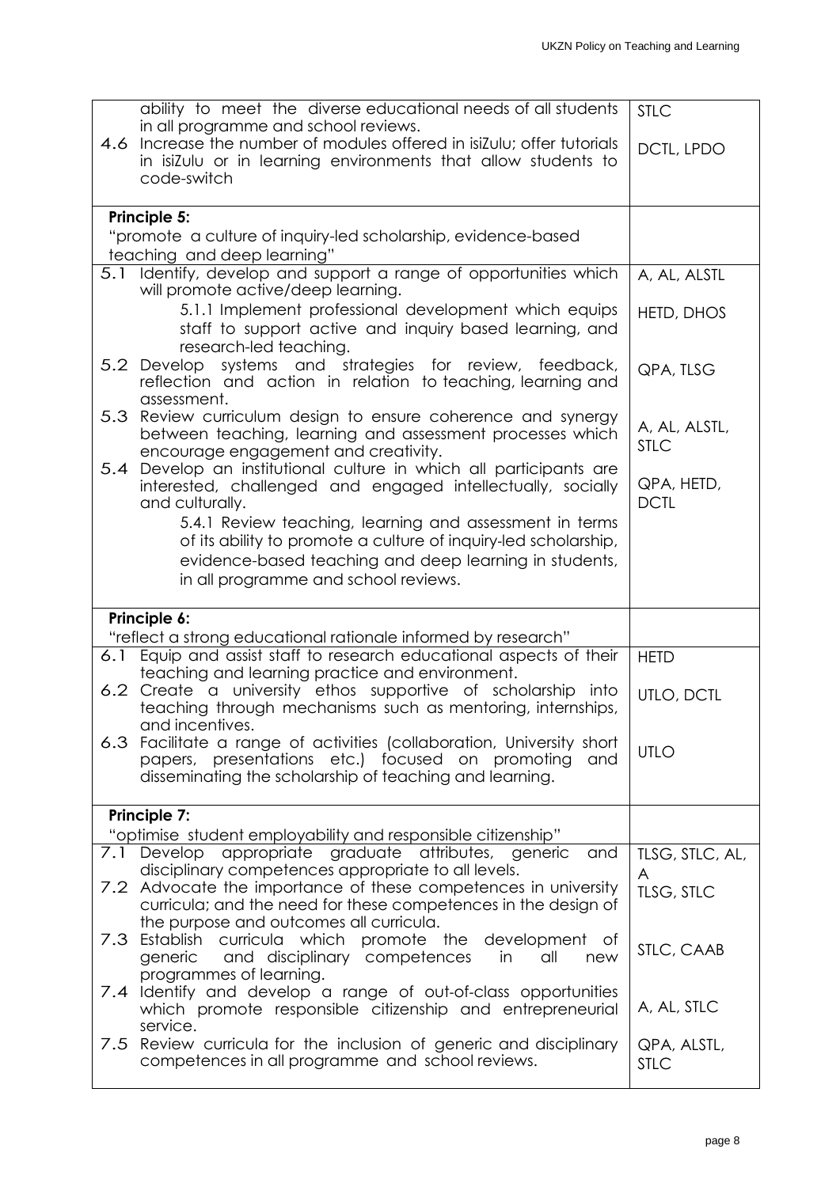| | |
|---|---|
| ability to meet the diverse educational needs of all students in all programme and school reviews. | STLC |
| 4.6 Increase the number of modules offered in isiZulu; offer tutorials in isiZulu or in learning environments that allow students to code-switch | DCTL, LPDO |
| **Principle 5:** "promote a culture of inquiry-led scholarship, evidence-based teaching and deep learning" | |
| 5.1 Identify, develop and support a range of opportunities which will promote active/deep learning. | A, AL, ALSTL |
| 5.1.1 Implement professional development which equips staff to support active and inquiry based learning, and research-led teaching. | HETD, DHOS |
| 5.2 Develop systems and strategies for review, feedback, reflection and action in relation to teaching, learning and assessment. | QPA, TLSG |
| 5.3 Review curriculum design to ensure coherence and synergy between teaching, learning and assessment processes which encourage engagement and creativity. | A, AL, ALSTL, STLC |
| 5.4 Develop an institutional culture in which all participants are interested, challenged and engaged intellectually, socially and culturally. | QPA, HETD, DCTL |
| 5.4.1 Review teaching, learning and assessment in terms of its ability to promote a culture of inquiry-led scholarship, evidence-based teaching and deep learning in students, in all programme and school reviews. | |
| **Principle 6:** "reflect a strong educational rationale informed by research" | |
| 6.1 Equip and assist staff to research educational aspects of their teaching and learning practice and environment. | HETD |
| 6.2 Create a university ethos supportive of scholarship into teaching through mechanisms such as mentoring, internships, and incentives. | UTLO, DCTL |
| 6.3 Facilitate a range of activities (collaboration, University short papers, presentations etc.) focused on promoting and disseminating the scholarship of teaching and learning. | UTLO |
| **Principle 7:** "optimise student employability and responsible citizenship" | |
| 7.1 Develop appropriate graduate attributes, generic and disciplinary competences appropriate to all levels. | TLSG, STLC, AL, A |
| 7.2 Advocate the importance of these competences in university curricula; and the need for these competences in the design of the purpose and outcomes all curricula. | TLSG, STLC |
| 7.3 Establish curricula which promote the development of generic and disciplinary competences in all new programmes of learning. | STLC, CAAB |
| 7.4 Identify and develop a range of out-of-class opportunities which promote responsible citizenship and entrepreneurial service. | A, AL, STLC |
| 7.5 Review curricula for the inclusion of generic and disciplinary competences in all programme and school reviews. | QPA, ALSTL, STLC |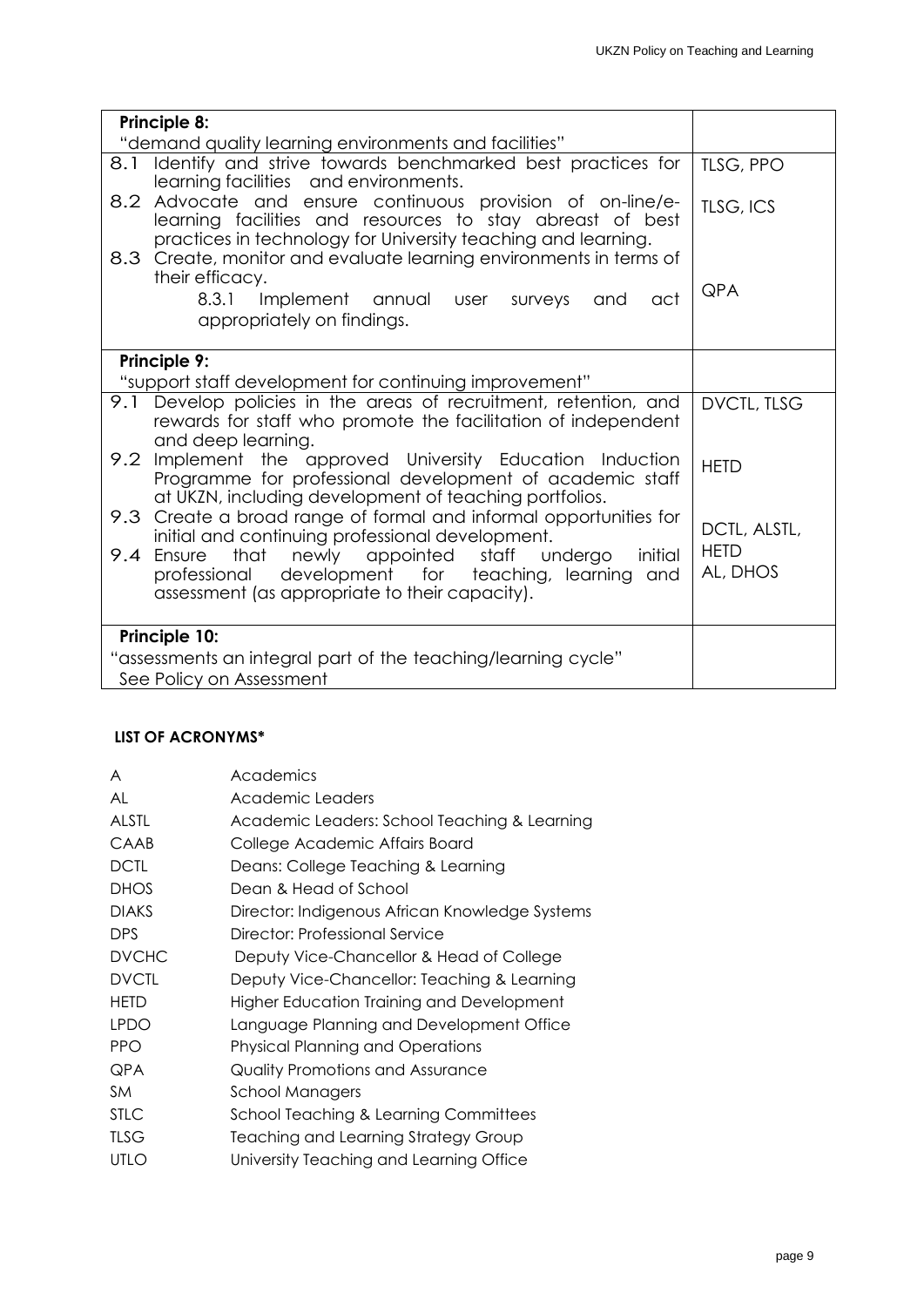| | |
|---|---|
| **Principle 8:**<br>"demand quality learning environments and facilities" | |
| 8.1 Identify and strive towards benchmarked best practices for learning facilities and environments. | TLSG, PPO |
| 8.2 Advocate and ensure continuous provision of on-line/e-learning facilities and resources to stay abreast of best practices in technology for University teaching and learning. | TLSG, ICS |
| 8.3 Create, monitor and evaluate learning environments in terms of their efficacy.<br>8.3.1 Implement annual user surveys and act appropriately on findings. | QPA |
| **Principle 9:**<br>"support staff development for continuing improvement" | |
| 9.1 Develop policies in the areas of recruitment, retention, and rewards for staff who promote the facilitation of independent and deep learning. | DVCTL, TLSG |
| 9.2 Implement the approved University Education Induction Programme for professional development of academic staff at UKZN, including development of teaching portfolios. | HETD |
| 9.3 Create a broad range of formal and informal opportunities for initial and continuing professional development. | DCTL, ALSTL, HETD |
| 9.4 Ensure that newly appointed staff undergo initial professional development for teaching, learning and assessment (as appropriate to their capacity). | AL, DHOS |
| **Principle 10:**<br>"assessments an integral part of the teaching/learning cycle"<br>See Policy on Assessment | |

**LIST OF ACRONYMS***

| | |
|---|---|
| A | Academics |
| AL | Academic Leaders |
| ALSTL | Academic Leaders: School Teaching & Learning |
| CAAB | College Academic Affairs Board |
| DCTL | Deans: College Teaching & Learning |
| DHOS | Dean & Head of School |
| DIAKS | Director: Indigenous African Knowledge Systems |
| DPS | Director: Professional Service |
| DVCHC | Deputy Vice-Chancellor & Head of College |
| DVCTL | Deputy Vice-Chancellor: Teaching & Learning |
| HETD | Higher Education Training and Development |
| LPDO | Language Planning and Development Office |
| PPO | Physical Planning and Operations |
| QPA | Quality Promotions and Assurance |
| SM | School Managers |
| STLC | School Teaching & Learning Committees |
| TLSG | Teaching and Learning Strategy Group |
| UTLO | University Teaching and Learning Office |